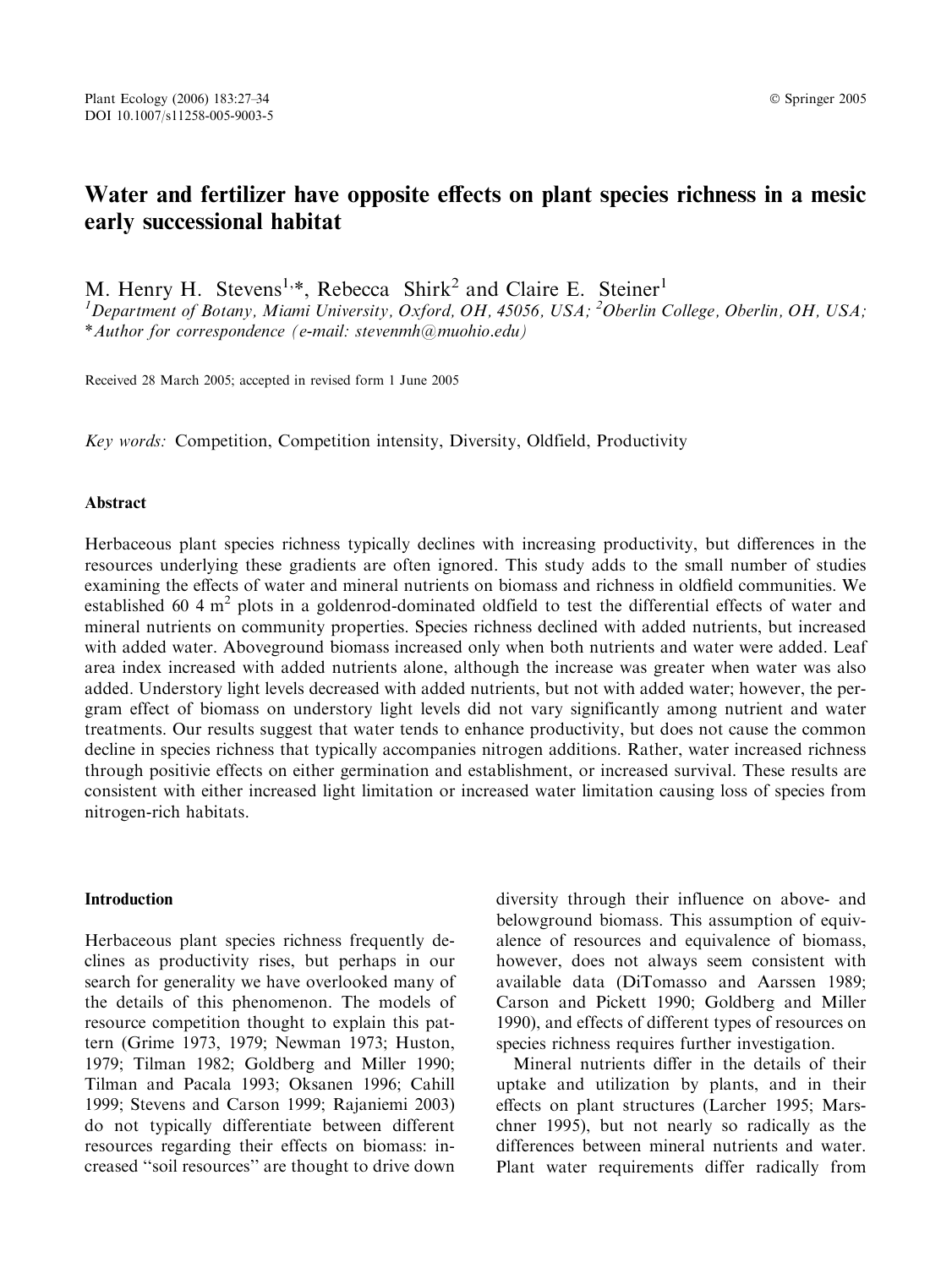# Water and fertilizer have opposite effects on plant species richness in a mesic early successional habitat

M. Henry H. Stevens[1,*], Rebecca Shirk[2] and Claire E. Steiner[1]

[1]*Department of Botany, Miami University, Oxford, OH, 45056, USA;* [2]*Oberlin College, Oberlin, OH, USA;* 
**Author for correspondence (e-mail: stevenmh@muohio.edu)*

Received 28 March 2005; accepted in revised form 1 June 2005

*Key words:* Competition, Competition intensity, Diversity, Oldfield, Productivity

## Abstract

Herbaceous plant species richness typically declines with increasing productivity, but differences in the resources underlying these gradients are often ignored. This study adds to the small number of studies examining the effects of water and mineral nutrients on biomass and richness in oldfield communities. We established 60 4 $m^2$ plots in a goldenrod-dominated oldfield to test the differential effects of water and mineral nutrients on community properties. Species richness declined with added nutrients, but increased with added water. Aboveground biomass increased only when both nutrients and water were added. Leaf area index increased with added nutrients alone, although the increase was greater when water was also added. Understory light levels decreased with added nutrients, but not with added water; however, the per-gram effect of biomass on understory light levels did not vary significantly among nutrient and water treatments. Our results suggest that water tends to enhance productivity, but does not cause the common decline in species richness that typically accompanies nitrogen additions. Rather, water increased richness through positivie effects on either germination and establishment, or increased survival. These results are consistent with either increased light limitation or increased water limitation causing loss of species from nitrogen-rich habitats.

## Introduction

Herbaceous plant species richness frequently declines as productivity rises, but perhaps in our search for generality we have overlooked many of the details of this phenomenon. The models of resource competition thought to explain this pattern (Grime 1973, 1979; Newman 1973; Huston, 1979; Tilman 1982; Goldberg and Miller 1990; Tilman and Pacala 1993; Oksanen 1996; Cahill 1999; Stevens and Carson 1999; Rajaniemi 2003) do not typically differentiate between different resources regarding their effects on biomass: increased "soil resources" are thought to drive down diversity through their influence on above- and belowground biomass. This assumption of equivalence of resources and equivalence of biomass, however, does not always seem consistent with available data (DiTomasso and Aarssen 1989; Carson and Pickett 1990; Goldberg and Miller 1990), and effects of different types of resources on species richness requires further investigation.

Mineral nutrients differ in the details of their uptake and utilization by plants, and in their effects on plant structures (Larcher 1995; Marschner 1995), but not nearly so radically as the differences between mineral nutrients and water. Plant water requirements differ radically from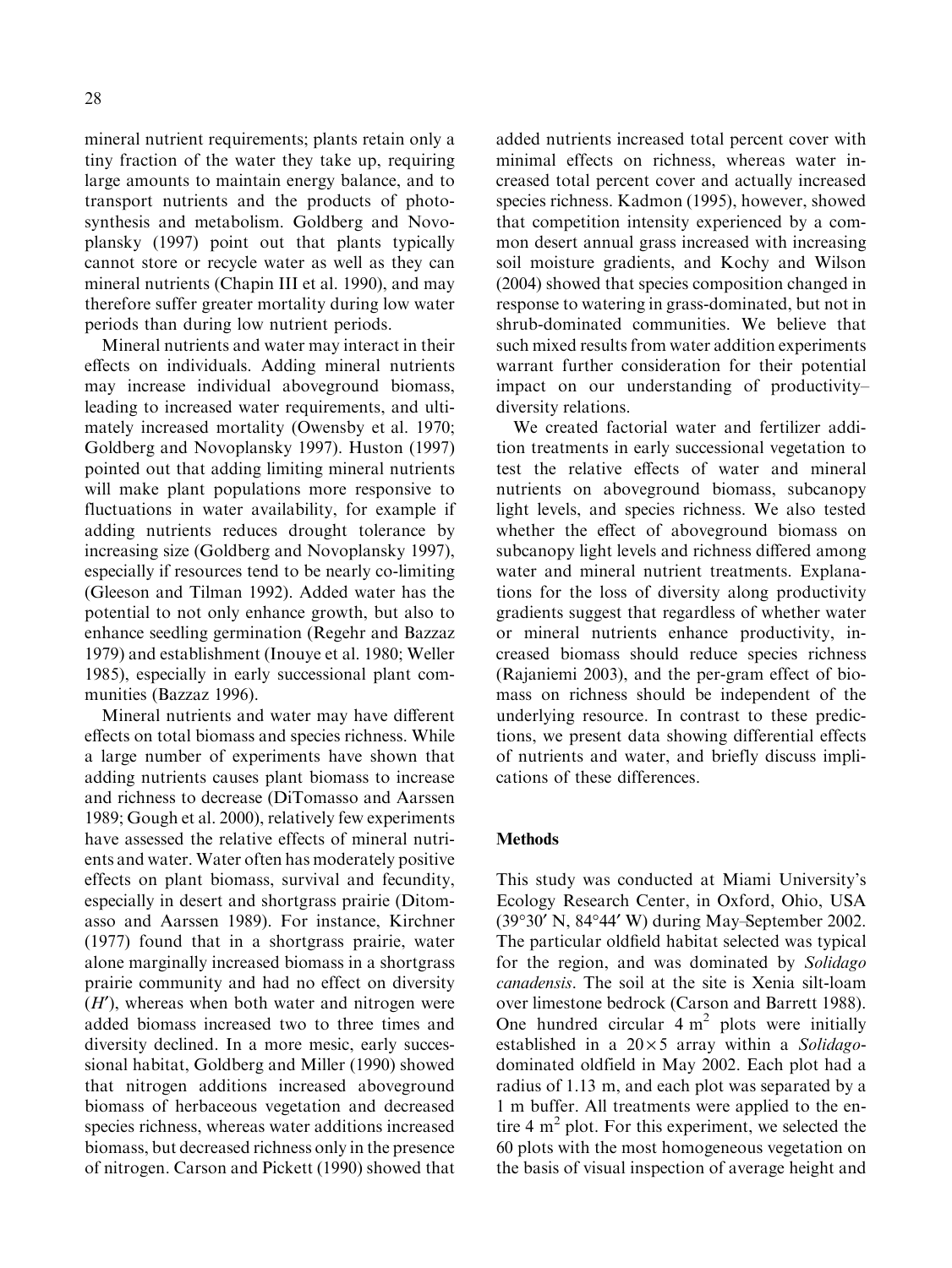mineral nutrient requirements; plants retain only a tiny fraction of the water they take up, requiring large amounts to maintain energy balance, and to transport nutrients and the products of photosynthesis and metabolism. Goldberg and Novoplansky (1997) point out that plants typically cannot store or recycle water as well as they can mineral nutrients (Chapin III et al. 1990), and may therefore suffer greater mortality during low water periods than during low nutrient periods.

Mineral nutrients and water may interact in their effects on individuals. Adding mineral nutrients may increase individual aboveground biomass, leading to increased water requirements, and ultimately increased mortality (Owensby et al. 1970; Goldberg and Novoplansky 1997). Huston (1997) pointed out that adding limiting mineral nutrients will make plant populations more responsive to fluctuations in water availability, for example if adding nutrients reduces drought tolerance by increasing size (Goldberg and Novoplansky 1997), especially if resources tend to be nearly co-limiting (Gleeson and Tilman 1992). Added water has the potential to not only enhance growth, but also to enhance seedling germination (Regehr and Bazzaz 1979) and establishment (Inouye et al. 1980; Weller 1985), especially in early successional plant communities (Bazzaz 1996).

Mineral nutrients and water may have different effects on total biomass and species richness. While a large number of experiments have shown that adding nutrients causes plant biomass to increase and richness to decrease (DiTomasso and Aarssen 1989; Gough et al. 2000), relatively few experiments have assessed the relative effects of mineral nutrients and water. Water often has moderately positive effects on plant biomass, survival and fecundity, especially in desert and shortgrass prairie (Ditomasso and Aarssen 1989). For instance, Kirchner (1977) found that in a shortgrass prairie, water alone marginally increased biomass in a shortgrass prairie community and had no effect on diversity ($H'$), whereas when both water and nitrogen were added biomass increased two to three times and diversity declined. In a more mesic, early successional habitat, Goldberg and Miller (1990) showed that nitrogen additions increased aboveground biomass of herbaceous vegetation and decreased species richness, whereas water additions increased biomass, but decreased richness only in the presence of nitrogen. Carson and Pickett (1990) showed that added nutrients increased total percent cover with minimal effects on richness, whereas water increased total percent cover and actually increased species richness. Kadmon (1995), however, showed that competition intensity experienced by a common desert annual grass increased with increasing soil moisture gradients, and Kochy and Wilson (2004) showed that species composition changed in response to watering in grass-dominated, but not in shrub-dominated communities. We believe that such mixed results from water addition experiments warrant further consideration for their potential impact on our understanding of productivity–diversity relations.

We created factorial water and fertilizer addition treatments in early successional vegetation to test the relative effects of water and mineral nutrients on aboveground biomass, subcanopy light levels, and species richness. We also tested whether the effect of aboveground biomass on subcanopy light levels and richness differed among water and mineral nutrient treatments. Explanations for the loss of diversity along productivity gradients suggest that regardless of whether water or mineral nutrients enhance productivity, increased biomass should reduce species richness (Rajaniemi 2003), and the per-gram effect of biomass on richness should be independent of the underlying resource. In contrast to these predictions, we present data showing differential effects of nutrients and water, and briefly discuss implications of these differences.

## Methods

This study was conducted at Miami University's Ecology Research Center, in Oxford, Ohio, USA (39°30′ N, 84°44′ W) during May–September 2002. The particular oldfield habitat selected was typical for the region, and was dominated by *Solidago canadensis*. The soil at the site is Xenia silt-loam over limestone bedrock (Carson and Barrett 1988). One hundred circular 4 $m^2$ plots were initially established in a $20 \times 5$ array within a *Solidago*-dominated oldfield in May 2002. Each plot had a radius of 1.13 m, and each plot was separated by a 1 m buffer. All treatments were applied to the entire 4 $m^2$ plot. For this experiment, we selected the 60 plots with the most homogeneous vegetation on the basis of visual inspection of average height and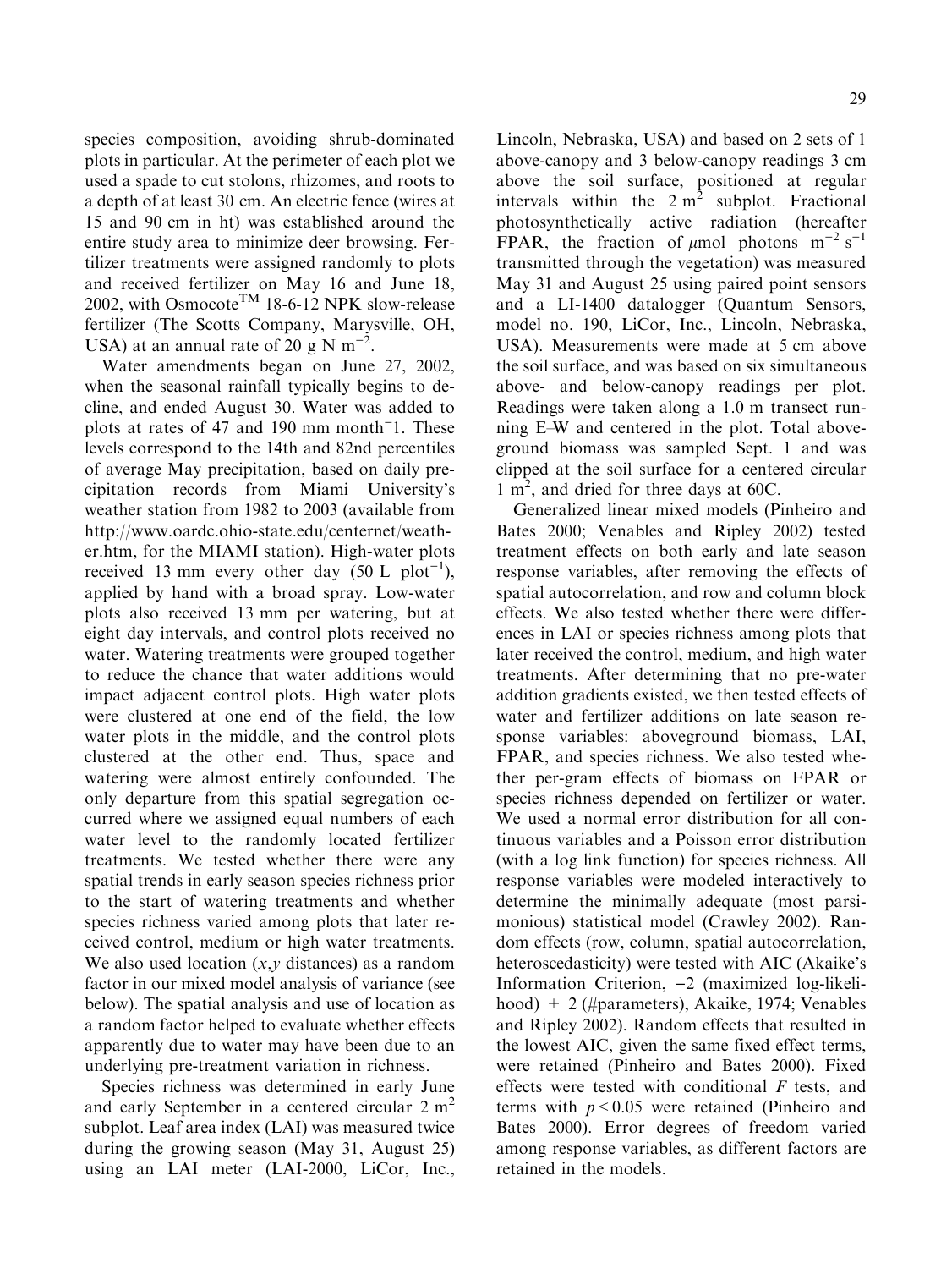species composition, avoiding shrub-dominated plots in particular. At the perimeter of each plot we used a spade to cut stolons, rhizomes, and roots to a depth of at least 30 cm. An electric fence (wires at 15 and 90 cm in ht) was established around the entire study area to minimize deer browsing. Fertilizer treatments were assigned randomly to plots and received fertilizer on May 16 and June 18, 2002, with Osmocote™ 18-6-12 NPK slow-release fertilizer (The Scotts Company, Marysville, OH, USA) at an annual rate of 20 g N $m^{-2}$.

Water amendments began on June 27, 2002, when the seasonal rainfall typically begins to decline, and ended August 30. Water was added to plots at rates of 47 and 190 mm month$^{-}$1. These levels correspond to the 14th and 82nd percentiles of average May precipitation, based on daily precipitation records from Miami University's weather station from 1982 to 2003 (available from http://www.oardc.ohio-state.edu/centernet/weather.htm, for the MIAMI station). High-water plots received 13 mm every other day (50 L $plot^{-1}$), applied by hand with a broad spray. Low-water plots also received 13 mm per watering, but at eight day intervals, and control plots received no water. Watering treatments were grouped together to reduce the chance that water additions would impact adjacent control plots. High water plots were clustered at one end of the field, the low water plots in the middle, and the control plots clustered at the other end. Thus, space and watering were almost entirely confounded. The only departure from this spatial segregation occurred where we assigned equal numbers of each water level to the randomly located fertilizer treatments. We tested whether there were any spatial trends in early season species richness prior to the start of watering treatments and whether species richness varied among plots that later received control, medium or high water treatments. We also used location ($x$,$y$ distances) as a random factor in our mixed model analysis of variance (see below). The spatial analysis and use of location as a random factor helped to evaluate whether effects apparently due to water may have been due to an underlying pre-treatment variation in richness.

Species richness was determined in early June and early September in a centered circular 2 $m^2$ subplot. Leaf area index (LAI) was measured twice during the growing season (May 31, August 25) using an LAI meter (LAI-2000, LiCor, Inc., Lincoln, Nebraska, USA) and based on 2 sets of 1 above-canopy and 3 below-canopy readings 3 cm above the soil surface, positioned at regular intervals within the 2 $m^2$ subplot. Fractional photosynthetically active radiation (hereafter FPAR, the fraction of $\mu$mol photons $m^{-2}$ $s^{-1}$ transmitted through the vegetation) was measured May 31 and August 25 using paired point sensors and a LI-1400 datalogger (Quantum Sensors, model no. 190, LiCor, Inc., Lincoln, Nebraska, USA). Measurements were made at 5 cm above the soil surface, and was based on six simultaneous above- and below-canopy readings per plot. Readings were taken along a 1.0 m transect running E–W and centered in the plot. Total aboveground biomass was sampled Sept. 1 and was clipped at the soil surface for a centered circular 1 $m^2$, and dried for three days at 60C.

Generalized linear mixed models (Pinheiro and Bates 2000; Venables and Ripley 2002) tested treatment effects on both early and late season response variables, after removing the effects of spatial autocorrelation, and row and column block effects. We also tested whether there were differences in LAI or species richness among plots that later received the control, medium, and high water treatments. After determining that no pre-water addition gradients existed, we then tested effects of water and fertilizer additions on late season response variables: aboveground biomass, LAI, FPAR, and species richness. We also tested whether per-gram effects of biomass on FPAR or species richness depended on fertilizer or water. We used a normal error distribution for all continuous variables and a Poisson error distribution (with a log link function) for species richness. All response variables were modeled interactively to determine the minimally adequate (most parsimonious) statistical model (Crawley 2002). Random effects (row, column, spatial autocorrelation, heteroscedasticity) were tested with AIC (Akaike's Information Criterion, $-2$ (maximized log-likelihood) $+$ 2 (#parameters), Akaike, 1974; Venables and Ripley 2002). Random effects that resulted in the lowest AIC, given the same fixed effect terms, were retained (Pinheiro and Bates 2000). Fixed effects were tested with conditional $F$ tests, and terms with $p < 0.05$ were retained (Pinheiro and Bates 2000). Error degrees of freedom varied among response variables, as different factors are retained in the models.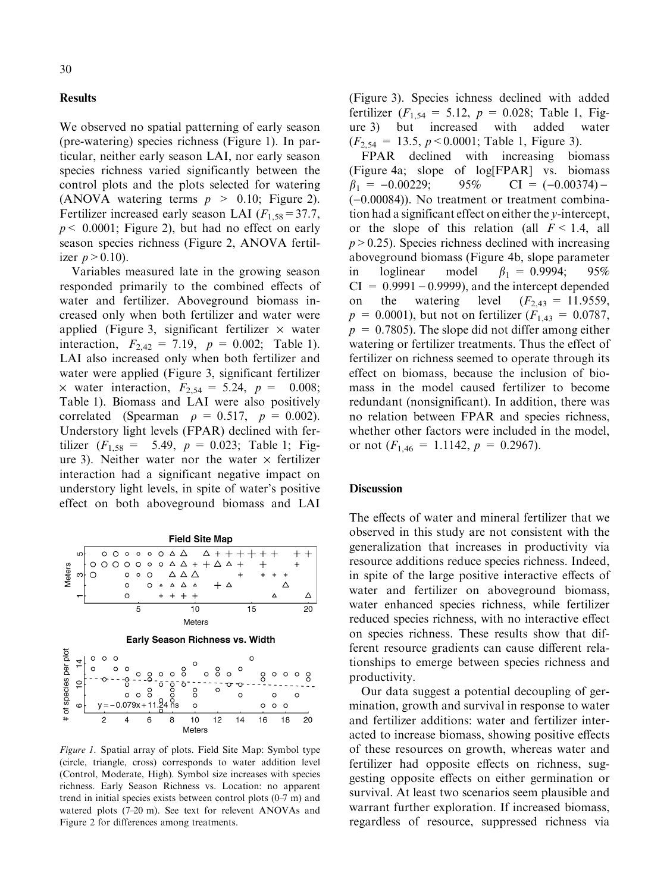## Results

We observed no spatial patterning of early season (pre-watering) species richness (Figure 1). In particular, neither early season LAI, nor early season species richness varied significantly between the control plots and the plots selected for watering (ANOVA watering terms $p > 0.10$; Figure 2). Fertilizer increased early season LAI ($F_{1,58} = 37.7$, $p < 0.0001$; Figure 2), but had no effect on early season species richness (Figure 2, ANOVA fertilizer $p > 0.10$).

Variables measured late in the growing season responded primarily to the combined effects of water and fertilizer. Aboveground biomass increased only when both fertilizer and water were applied (Figure 3, significant fertilizer × water interaction, $F_{2,42} = 7.19$, $p = 0.002$; Table 1). LAI also increased only when both fertilizer and water were applied (Figure 3, significant fertilizer × water interaction, $F_{2,54} = 5.24$, $p = 0.008$; Table 1). Biomass and LAI were also positively correlated (Spearman $\rho = 0.517$, $p = 0.002$). Understory light levels (FPAR) declined with fertilizer ($F_{1,58} = 5.49$, $p = 0.023$; Table 1; Figure 3). Neither water nor the water × fertilizer interaction had a significant negative impact on understory light levels, in spite of water's positive effect on both aboveground biomass and LAI (Figure 3). Species ichness declined with added fertilizer ($F_{1,54} = 5.12$, $p = 0.028$; Table 1, Figure 3) but increased with added water ($F_{2,54} = 13.5$, $p < 0.0001$; Table 1, Figure 3).

FPAR declined with increasing biomass (Figure 4a; slope of log[FPAR] vs. biomass $\beta_1 = -0.00229$; 95% CI = $(-0.00374)-(-0.00084)$). No treatment or treatment combination had a significant effect on either the *y*-intercept, or the slope of this relation (all $F < 1.4$, all $p > 0.25$). Species richness declined with increasing aboveground biomass (Figure 4b, slope parameter in loglinear model $\beta_1 = 0.9994$; 95% CI $= 0.9991 - 0.9999$), and the intercept depended on the watering level ($F_{2,43} = 11.9559$, $p = 0.0001$), but not on fertilizer ($F_{1,43} = 0.0787$, $p = 0.7805$). The slope did not differ among either watering or fertilizer treatments. Thus the effect of fertilizer on richness seemed to operate through its effect on biomass, because the inclusion of biomass in the model caused fertilizer to become redundant (nonsignificant). In addition, there was no relation between FPAR and species richness, whether other factors were included in the model, or not ($F_{1,46} = 1.1142$, $p = 0.2967$).

*Figure 1.* Spatial array of plots. Field Site Map: Symbol type (circle, triangle, cross) corresponds to water addition level (Control, Moderate, High). Symbol size increases with species richness. Early Season Richness vs. Location: no apparent trend in initial species exists between control plots (0–7 m) and watered plots (7–20 m). See text for relevent ANOVAs and Figure 2 for differences among treatments.

## Discussion

The effects of water and mineral fertilizer that we observed in this study are not consistent with the generalization that increases in productivity via resource additions reduce species richness. Indeed, in spite of the large positive interactive effects of water and fertilizer on aboveground biomass, water enhanced species richness, while fertilizer reduced species richness, with no interactive effect on species richness. These results show that different resource gradients can cause different relationships to emerge between species richness and productivity.

Our data suggest a potential decoupling of germination, growth and survival in response to water and fertilizer additions: water and fertilizer interacted to increase biomass, showing positive effects of these resources on growth, whereas water and fertilizer had opposite effects on richness, suggesting opposite effects on either germination or survival. At least two scenarios seem plausible and warrant further exploration. If increased biomass, regardless of resource, suppressed richness via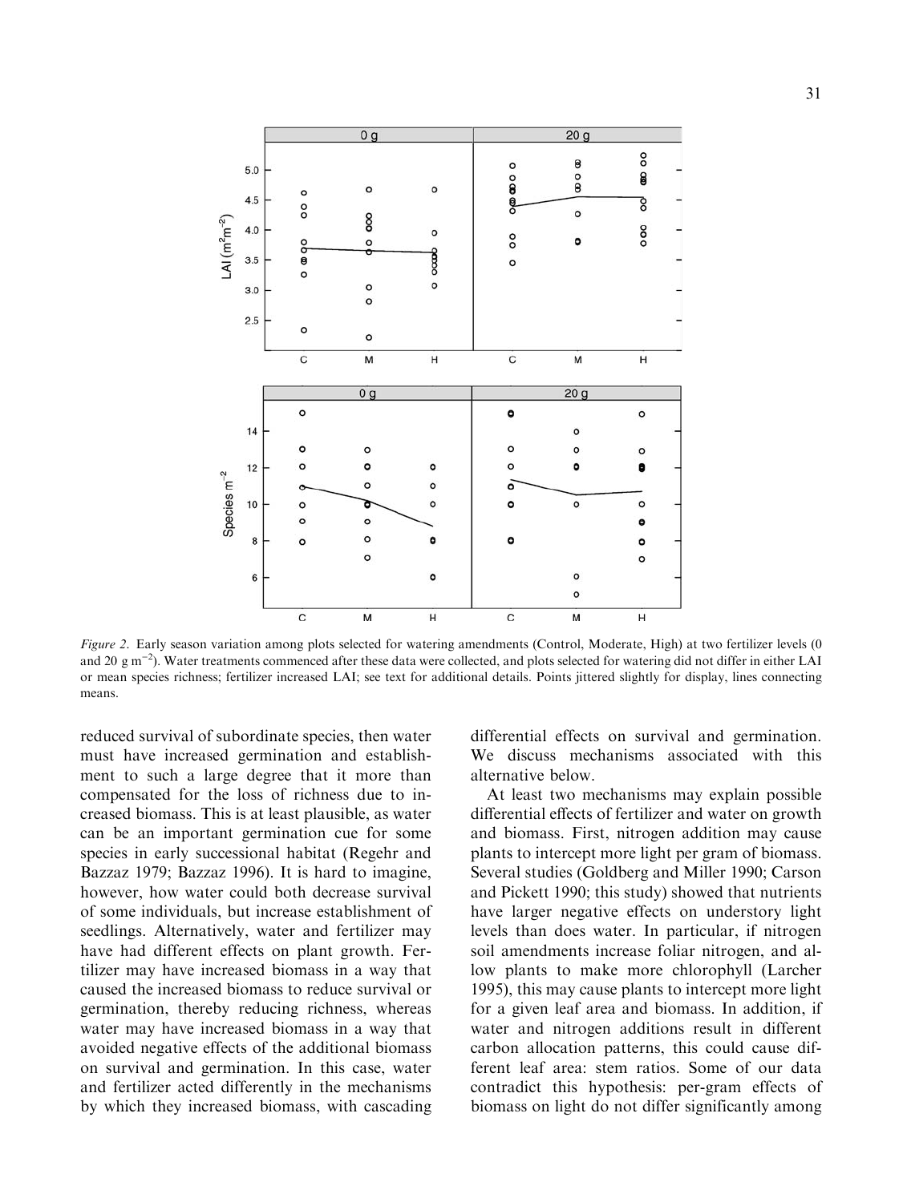0 g

20 g

5.0

4.5

4.0

3.5

3.0

2.5

LAI ($m^2m^{-2}$)

C M H C M H

0 g

20 g

14

12

10

8

6

Species $m^{-2}$

C M H C M H

*Figure 2.* Early season variation among plots selected for watering amendments (Control, Moderate, High) at two fertilizer levels (0 and 20 g $m^{-2}$). Water treatments commenced after these data were collected, and plots selected for watering did not differ in either LAI or mean species richness; fertilizer increased LAI; see text for additional details. Points jittered slightly for display, lines connecting means.

reduced survival of subordinate species, then water must have increased germination and establishment to such a large degree that it more than compensated for the loss of richness due to increased biomass. This is at least plausible, as water can be an important germination cue for some species in early successional habitat (Regehr and Bazzaz 1979; Bazzaz 1996). It is hard to imagine, however, how water could both decrease survival of some individuals, but increase establishment of seedlings. Alternatively, water and fertilizer may have had different effects on plant growth. Fertilizer may have increased biomass in a way that caused the increased biomass to reduce survival or germination, thereby reducing richness, whereas water may have increased biomass in a way that avoided negative effects of the additional biomass on survival and germination. In this case, water and fertilizer acted differently in the mechanisms by which they increased biomass, with cascading differential effects on survival and germination. We discuss mechanisms associated with this alternative below.

At least two mechanisms may explain possible differential effects of fertilizer and water on growth and biomass. First, nitrogen addition may cause plants to intercept more light per gram of biomass. Several studies (Goldberg and Miller 1990; Carson and Pickett 1990; this study) showed that nutrients have larger negative effects on understory light levels than does water. In particular, if nitrogen soil amendments increase foliar nitrogen, and allow plants to make more chlorophyll (Larcher 1995), this may cause plants to intercept more light for a given leaf area and biomass. In addition, if water and nitrogen additions result in different carbon allocation patterns, this could cause different leaf area: stem ratios. Some of our data contradict this hypothesis: per-gram effects of biomass on light do not differ significantly among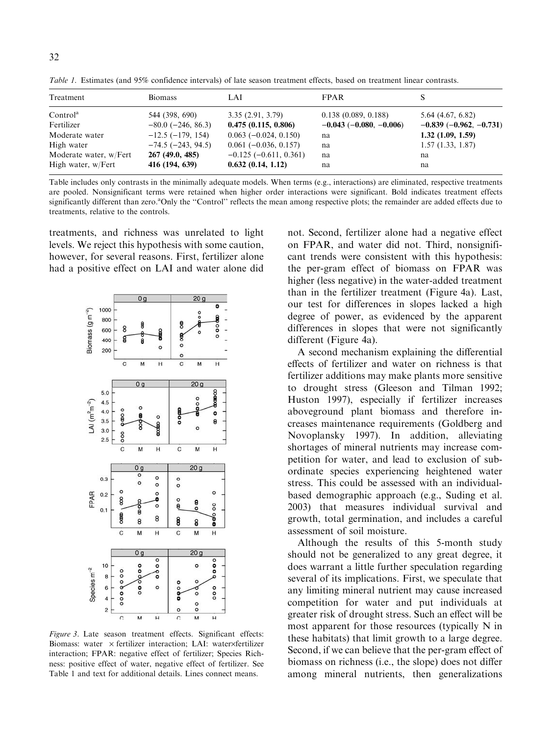*Table 1.* Estimates (and 95% confidence intervals) of late season treatment effects, based on treatment linear contrasts.

| Treatment | Biomass | LAI | FPAR | S |
|---|---|---|---|---|
| Control[a] | 544 (398, 690) | 3.35 (2.91, 3.79) | 0.138 (0.089, 0.188) | 5.64 (4.67, 6.82) |
| Fertilizer | −80.0 (−246, 86.3) | **0.475 (0.115, 0.806)** | **−0.043 (−0.080, −0.006)** | **−0.839 (−0.962, −0.731)** |
| Moderate water | −12.5 (−179, 154) | 0.063 (−0.024, 0.150) | na | **1.32 (1.09, 1.59)** |
| High water | −74.5 (−243, 94.5) | 0.061 (−0.036, 0.157) | na | 1.57 (1.33, 1.87) |
| Moderate water, w/Fert | **267 (49.0, 485)** | −0.125 (−0.611, 0.361) | na | na |
| High water, w/Fert | **416 (194, 639)** | **0.632 (0.14, 1.12)** | na | na |

Table includes only contrasts in the minimally adequate models. When terms (e.g., interactions) are eliminated, respective treatments are pooled. Nonsignificant terms were retained when higher order interactions were significant. Bold indicates treatment effects significantly different than zero.[a]Only the "Control" reflects the mean among respective plots; the remainder are added effects due to treatments, relative to the controls.

treatments, and richness was unrelated to light levels. We reject this hypothesis with some caution, however, for several reasons. First, fertilizer alone had a positive effect on LAI and water alone did not. Second, fertilizer alone had a negative effect on FPAR, and water did not. Third, nonsignificant trends were consistent with this hypothesis: the per-gram effect of biomass on FPAR was higher (less negative) in the water-added treatment than in the fertilizer treatment (Figure 4a). Last, our test for differences in slopes lacked a high degree of power, as evidenced by the apparent differences in slopes that were not significantly different (Figure 4a).

*Figure 3.* Late season treatment effects. Significant effects: Biomass: water × fertilizer interaction; LAI: water×fertilizer interaction; FPAR: negative effect of fertilizer; Species Richness: positive effect of water, negative effect of fertilizer. See Table 1 and text for additional details. Lines connect means.

A second mechanism explaining the differential effects of fertilizer and water on richness is that fertilizer additions may make plants more sensitive to drought stress (Gleeson and Tilman 1992; Huston 1997), especially if fertilizer increases aboveground plant biomass and therefore increases maintenance requirements (Goldberg and Novoplansky 1997). In addition, alleviating shortages of mineral nutrients may increase competition for water, and lead to exclusion of subordinate species experiencing heightened water stress. This could be assessed with an individual-based demographic approach (e.g., Suding et al. 2003) that measures individual survival and growth, total germination, and includes a careful assessment of soil moisture.

Although the results of this 5-month study should not be generalized to any great degree, it does warrant a little further speculation regarding several of its implications. First, we speculate that any limiting mineral nutrient may cause increased competition for water and put individuals at greater risk of drought stress. Such an effect will be most apparent for those resources (typically N in these habitats) that limit growth to a large degree. Second, if we can believe that the per-gram effect of biomass on richness (i.e., the slope) does not differ among mineral nutrients, then generalizations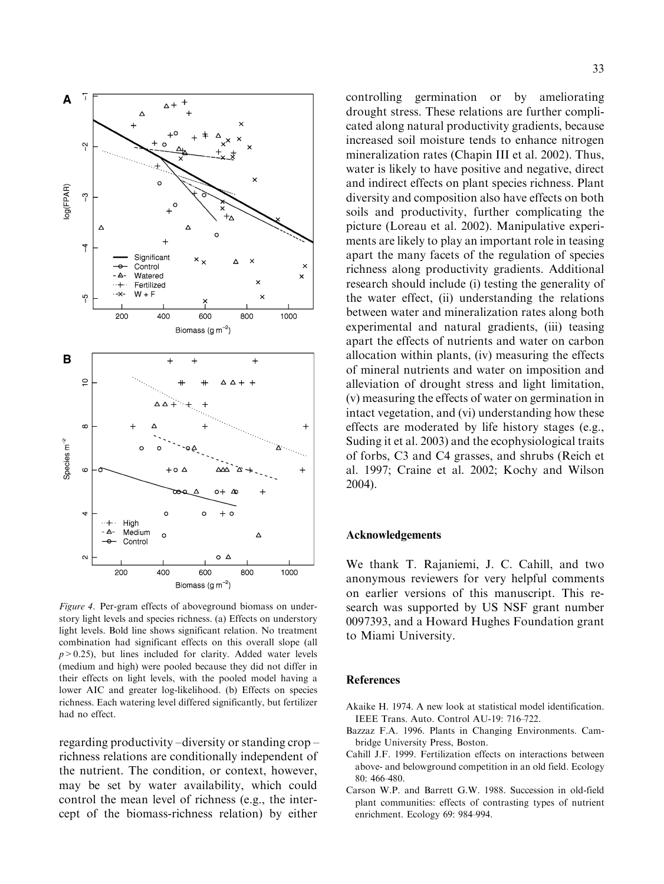*Figure 4*. Per-gram effects of aboveground biomass on understory light levels and species richness. (a) Effects on understory light levels. Bold line shows significant relation. No treatment combination had significant effects on this overall slope (all $p > 0.25$), but lines included for clarity. Added water levels (medium and high) were pooled because they did not differ in their effects on light levels, with the pooled model having a lower AIC and greater log-likelihood. (b) Effects on species richness. Each watering level differed significantly, but fertilizer had no effect.

regarding productivity –diversity or standing crop – richness relations are conditionally independent of the nutrient. The condition, or context, however, may be set by water availability, which could control the mean level of richness (e.g., the intercept of the biomass-richness relation) by either controlling germination or by ameliorating drought stress. These relations are further complicated along natural productivity gradients, because increased soil moisture tends to enhance nitrogen mineralization rates (Chapin III et al. 2002). Thus, water is likely to have positive and negative, direct and indirect effects on plant species richness. Plant diversity and composition also have effects on both soils and productivity, further complicating the picture (Loreau et al. 2002). Manipulative experiments are likely to play an important role in teasing apart the many facets of the regulation of species richness along productivity gradients. Additional research should include (i) testing the generality of the water effect, (ii) understanding the relations between water and mineralization rates along both experimental and natural gradients, (iii) teasing apart the effects of nutrients and water on carbon allocation within plants, (iv) measuring the effects of mineral nutrients and water on imposition and alleviation of drought stress and light limitation, (v) measuring the effects of water on germination in intact vegetation, and (vi) understanding how these effects are moderated by life history stages (e.g., Suding it et al. 2003) and the ecophysiological traits of forbs, C3 and C4 grasses, and shrubs (Reich et al. 1997; Craine et al. 2002; Kochy and Wilson 2004).

## Acknowledgements

We thank T. Rajaniemi, J. C. Cahill, and two anonymous reviewers for very helpful comments on earlier versions of this manuscript. This research was supported by US NSF grant number 0097393, and a Howard Hughes Foundation grant to Miami University.

## References

Akaike H. 1974. A new look at statistical model identification. IEEE Trans. Auto. Control AU-19: 716–722.

Bazzaz F.A. 1996. Plants in Changing Environments. Cambridge University Press, Boston.

Cahill J.F. 1999. Fertilization effects on interactions between above- and belowground competition in an old field. Ecology 80: 466–480.

Carson W.P. and Barrett G.W. 1988. Succession in old-field plant communities: effects of contrasting types of nutrient enrichment. Ecology 69: 984–994.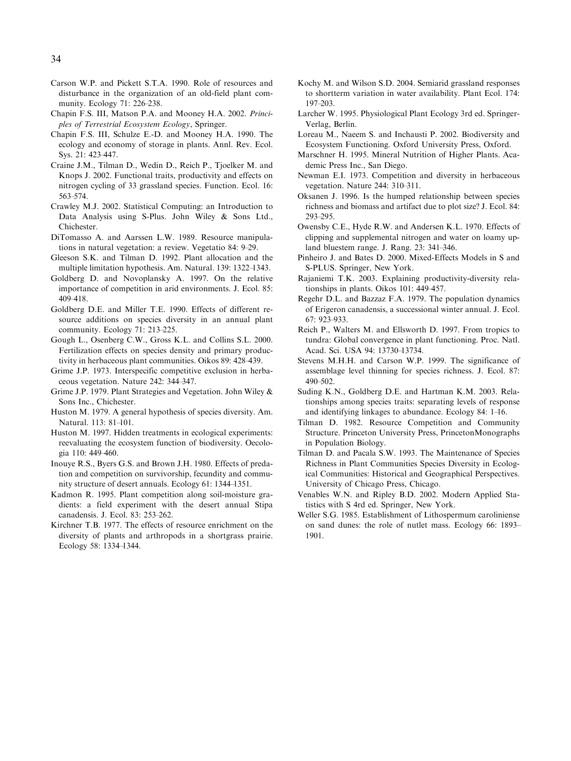Carson W.P. and Pickett S.T.A. 1990. Role of resources and disturbance in the organization of an old-field plant community. Ecology 71: 226–238.

Chapin F.S. III, Matson P.A. and Mooney H.A. 2002. *Principles of Terrestrial Ecosystem Ecology*, Springer.

Chapin F.S. III, Schulze E.-D. and Mooney H.A. 1990. The ecology and economy of storage in plants. Annl. Rev. Ecol. Sys. 21: 423–447.

Craine J.M., Tilman D., Wedin D., Reich P., Tjoelker M. and Knops J. 2002. Functional traits, productivity and effects on nitrogen cycling of 33 grassland species. Function. Ecol. 16: 563–574.

Crawley M.J. 2002. Statistical Computing: an Introduction to Data Analysis using S-Plus. John Wiley & Sons Ltd., Chichester.

DiTomasso A. and Aarssen L.W. 1989. Resource manipulations in natural vegetation: a review. Vegetatio 84: 9–29.

Gleeson S.K. and Tilman D. 1992. Plant allocation and the multiple limitation hypothesis. Am. Natural. 139: 1322–1343.

Goldberg D. and Novoplansky A. 1997. On the relative importance of competition in arid environments. J. Ecol. 85: 409–418.

Goldberg D.E. and Miller T.E. 1990. Effects of different resource additions on species diversity in an annual plant community. Ecology 71: 213–225.

Gough L., Osenberg C.W., Gross K.L. and Collins S.L. 2000. Fertilization effects on species density and primary productivity in herbaceous plant communities. Oikos 89: 428–439.

Grime J.P. 1973. Interspecific competitive exclusion in herbaceous vegetation. Nature 242: 344–347.

Grime J.P. 1979. Plant Strategies and Vegetation. John Wiley & Sons Inc., Chichester.

Huston M. 1979. A general hypothesis of species diversity. Am. Natural. 113: 81–101.

Huston M. 1997. Hidden treatments in ecological experiments: reevaluating the ecosystem function of biodiversity. Oecologia 110: 449–460.

Inouye R.S., Byers G.S. and Brown J.H. 1980. Effects of predation and competition on survivorship, fecundity and community structure of desert annuals. Ecology 61: 1344–1351.

Kadmon R. 1995. Plant competition along soil-moisture gradients: a field experiment with the desert annual Stipa canadensis. J. Ecol. 83: 253–262.

Kirchner T.B. 1977. The effects of resource enrichment on the diversity of plants and arthropods in a shortgrass prairie. Ecology 58: 1334–1344.

Kochy M. and Wilson S.D. 2004. Semiarid grassland responses to shortterm variation in water availability. Plant Ecol. 174: 197–203.

Larcher W. 1995. Physiological Plant Ecology 3rd ed. Springer-Verlag, Berlin.

Loreau M., Naeem S. and Inchausti P. 2002. Biodiversity and Ecosystem Functioning. Oxford University Press, Oxford.

Marschner H. 1995. Mineral Nutrition of Higher Plants. Academic Press Inc., San Diego.

Newman E.I. 1973. Competition and diversity in herbaceous vegetation. Nature 244: 310–311.

Oksanen J. 1996. Is the humped relationship between species richness and biomass and artifact due to plot size? J. Ecol. 84: 293–295.

Owensby C.E., Hyde R.W. and Andersen K.L. 1970. Effects of clipping and supplemental nitrogen and water on loamy upland bluestem range. J. Rang. 23: 341–346.

Pinheiro J. and Bates D. 2000. Mixed-Effects Models in S and S-PLUS. Springer, New York.

Rajaniemi T.K. 2003. Explaining productivity-diversity relationships in plants. Oikos 101: 449–457.

Regehr D.L. and Bazzaz F.A. 1979. The population dynamics of Erigeron canadensis, a successional winter annual. J. Ecol. 67: 923–933.

Reich P., Walters M. and Ellsworth D. 1997. From tropics to tundra: Global convergence in plant functioning. Proc. Natl. Acad. Sci. USA 94: 13730–13734.

Stevens M.H.H. and Carson W.P. 1999. The significance of assemblage level thinning for species richness. J. Ecol. 87: 490–502.

Suding K.N., Goldberg D.E. and Hartman K.M. 2003. Relationships among species traits: separating levels of response and identifying linkages to abundance. Ecology 84: 1–16.

Tilman D. 1982. Resource Competition and Community Structure. Princeton University Press, PrincetonMonographs in Population Biology.

Tilman D. and Pacala S.W. 1993. The Maintenance of Species Richness in Plant Communities Species Diversity in Ecological Communities: Historical and Geographical Perspectives. University of Chicago Press, Chicago.

Venables W.N. and Ripley B.D. 2002. Modern Applied Statistics with S 4rd ed. Springer, New York.

Weller S.G. 1985. Establishment of Lithospermum caroliniense on sand dunes: the role of nutlet mass. Ecology 66: 1893–1901.